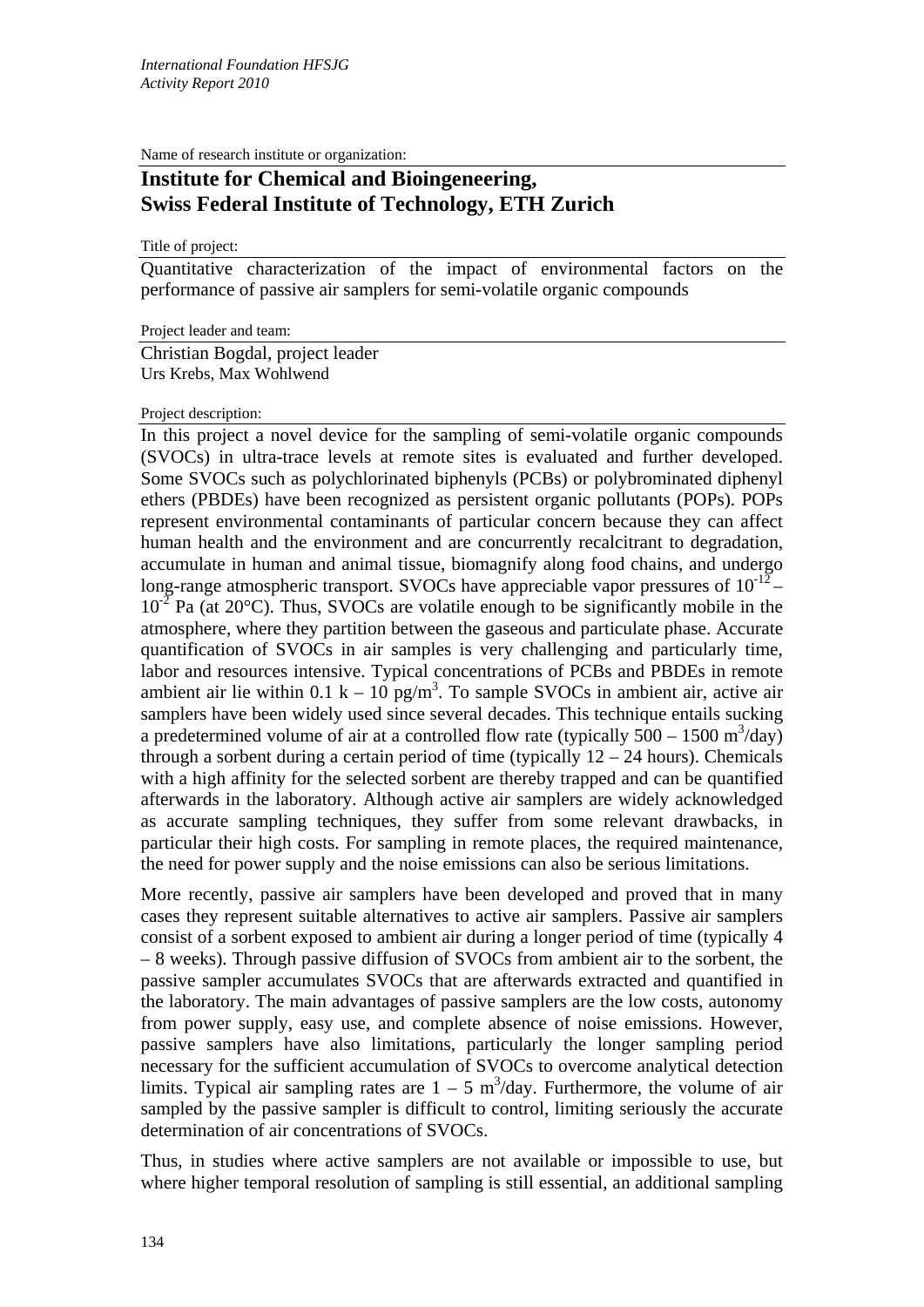*International Foundation HFSJG*
*Activity Report 2010*

Name of research institute or organization:

# Institute for Chemical and Bioingeneering, Swiss Federal Institute of Technology, ETH Zurich

Title of project:

Quantitative characterization of the impact of environmental factors on the performance of passive air samplers for semi-volatile organic compounds

Project leader and team:

Christian Bogdal, project leader
Urs Krebs, Max Wohlwend

Project description:

In this project a novel device for the sampling of semi-volatile organic compounds (SVOCs) in ultra-trace levels at remote sites is evaluated and further developed. Some SVOCs such as polychlorinated biphenyls (PCBs) or polybrominated diphenyl ethers (PBDEs) have been recognized as persistent organic pollutants (POPs). POPs represent environmental contaminants of particular concern because they can affect human health and the environment and are concurrently recalcitrant to degradation, accumulate in human and animal tissue, biomagnify along food chains, and undergo long-range atmospheric transport. SVOCs have appreciable vapor pressures of $10^{-12}$ – $10^{-2}$ Pa (at 20°C). Thus, SVOCs are volatile enough to be significantly mobile in the atmosphere, where they partition between the gaseous and particulate phase. Accurate quantification of SVOCs in air samples is very challenging and particularly time, labor and resources intensive. Typical concentrations of PCBs and PBDEs in remote ambient air lie within 0.1 k – 10 pg/m$^3$. To sample SVOCs in ambient air, active air samplers have been widely used since several decades. This technique entails sucking a predetermined volume of air at a controlled flow rate (typically 500 – 1500 m$^3$/day) through a sorbent during a certain period of time (typically 12 – 24 hours). Chemicals with a high affinity for the selected sorbent are thereby trapped and can be quantified afterwards in the laboratory. Although active air samplers are widely acknowledged as accurate sampling techniques, they suffer from some relevant drawbacks, in particular their high costs. For sampling in remote places, the required maintenance, the need for power supply and the noise emissions can also be serious limitations.

More recently, passive air samplers have been developed and proved that in many cases they represent suitable alternatives to active air samplers. Passive air samplers consist of a sorbent exposed to ambient air during a longer period of time (typically 4 – 8 weeks). Through passive diffusion of SVOCs from ambient air to the sorbent, the passive sampler accumulates SVOCs that are afterwards extracted and quantified in the laboratory. The main advantages of passive samplers are the low costs, autonomy from power supply, easy use, and complete absence of noise emissions. However, passive samplers have also limitations, particularly the longer sampling period necessary for the sufficient accumulation of SVOCs to overcome analytical detection limits. Typical air sampling rates are 1 – 5 m$^3$/day. Furthermore, the volume of air sampled by the passive sampler is difficult to control, limiting seriously the accurate determination of air concentrations of SVOCs.

Thus, in studies where active samplers are not available or impossible to use, but where higher temporal resolution of sampling is still essential, an additional sampling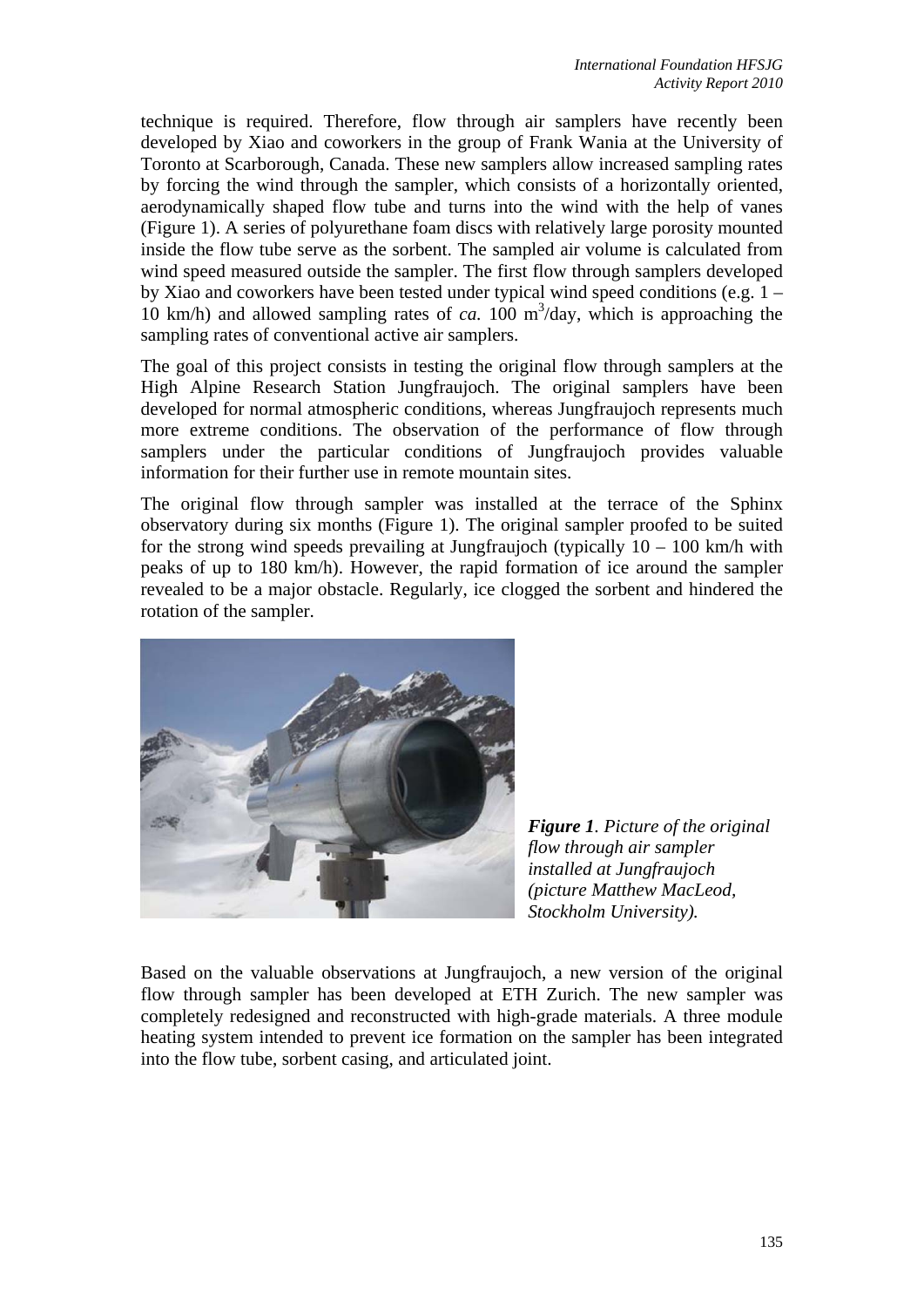technique is required. Therefore, flow through air samplers have recently been developed by Xiao and coworkers in the group of Frank Wania at the University of Toronto at Scarborough, Canada. These new samplers allow increased sampling rates by forcing the wind through the sampler, which consists of a horizontally oriented, aerodynamically shaped flow tube and turns into the wind with the help of vanes (Figure 1). A series of polyurethane foam discs with relatively large porosity mounted inside the flow tube serve as the sorbent. The sampled air volume is calculated from wind speed measured outside the sampler. The first flow through samplers developed by Xiao and coworkers have been tested under typical wind speed conditions (e.g. 1 – 10 km/h) and allowed sampling rates of *ca.* 100 $m^3$/day, which is approaching the sampling rates of conventional active air samplers.

The goal of this project consists in testing the original flow through samplers at the High Alpine Research Station Jungfraujoch. The original samplers have been developed for normal atmospheric conditions, whereas Jungfraujoch represents much more extreme conditions. The observation of the performance of flow through samplers under the particular conditions of Jungfraujoch provides valuable information for their further use in remote mountain sites.

The original flow through sampler was installed at the terrace of the Sphinx observatory during six months (Figure 1). The original sampler proofed to be suited for the strong wind speeds prevailing at Jungfraujoch (typically 10 – 100 km/h with peaks of up to 180 km/h). However, the rapid formation of ice around the sampler revealed to be a major obstacle. Regularly, ice clogged the sorbent and hindered the rotation of the sampler.

***Figure 1**. Picture of the original flow through air sampler installed at Jungfraujoch (picture Matthew MacLeod, Stockholm University).*

Based on the valuable observations at Jungfraujoch, a new version of the original flow through sampler has been developed at ETH Zurich. The new sampler was completely redesigned and reconstructed with high-grade materials. A three module heating system intended to prevent ice formation on the sampler has been integrated into the flow tube, sorbent casing, and articulated joint.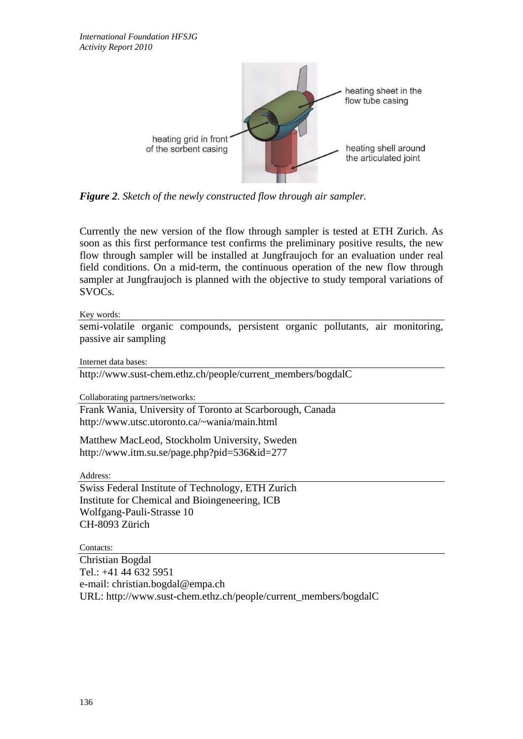heating sheet in the flow tube casing

heating grid in front of the sorbent casing

heating shell around the articulated joint

***Figure 2**. Sketch of the newly constructed flow through air sampler.*

Currently the new version of the flow through sampler is tested at ETH Zurich. As soon as this first performance test confirms the preliminary positive results, the new flow through sampler will be installed at Jungfraujoch for an evaluation under real field conditions. On a mid-term, the continuous operation of the new flow through sampler at Jungfraujoch is planned with the objective to study temporal variations of SVOCs.

Key words:

semi-volatile organic compounds, persistent organic pollutants, air monitoring, passive air sampling

Internet data bases:

http://www.sust-chem.ethz.ch/people/current_members/bogdalC

Collaborating partners/networks:

Frank Wania, University of Toronto at Scarborough, Canada
http://www.utsc.utoronto.ca/~wania/main.html

Matthew MacLeod, Stockholm University, Sweden
http://www.itm.su.se/page.php?pid=536&id=277

Address:

Swiss Federal Institute of Technology, ETH Zurich
Institute for Chemical and Bioingeneering, ICB
Wolfgang-Pauli-Strasse 10
CH-8093 Zürich

Contacts:

Christian Bogdal
Tel.: +41 44 632 5951
e-mail: christian.bogdal@empa.ch
URL: http://www.sust-chem.ethz.ch/people/current_members/bogdalC